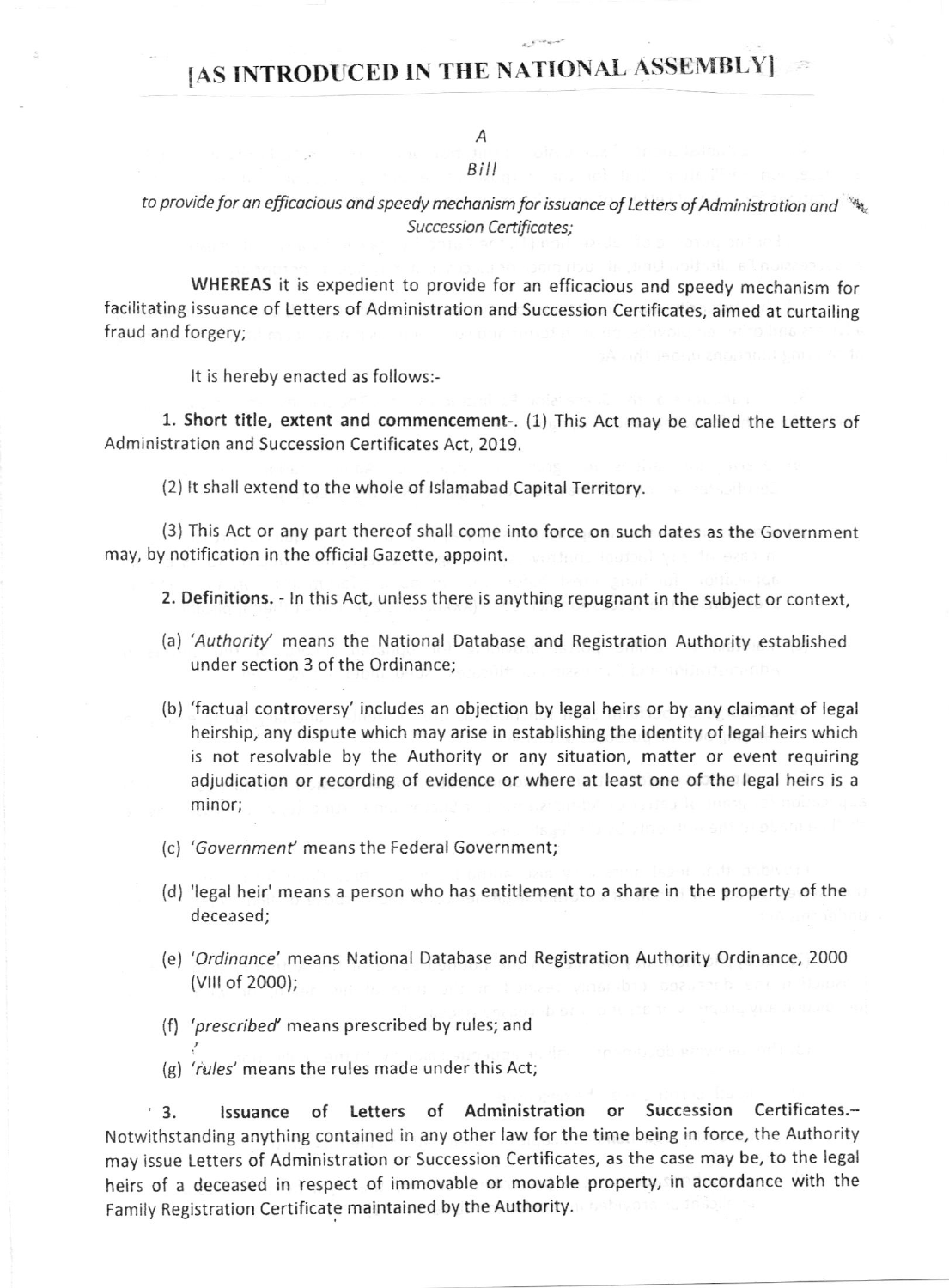# [AS INTRODUCED IN THE NATIONAL ASSEMBLY]

*A*

*Bill*

*to provide for an efficacious and speedy mechanism for issuance of Letters of Administration and Succession Certificates;*

**WHEREAS** it is expedient to provide for an efficacious and speedy mechanism for facilitating issuance of Letters of Administration and Succession Certificates, aimed at curtailing fraud and forgery;

It is hereby enacted as follows:-

**1. Short title, extent and commencement-.** (1) This Act may be called the Letters of Administration and Succession Certificates Act, 2019.

(2) It shall extend to the whole of Islamabad Capital Territory.

(3) This Act or any part thereof shall come into force on such dates as the Government may, by notification in the official Gazette, appoint.

**2. Definitions.** - In this Act, unless there is anything repugnant in the subject or context,

(a) *'Authority'* means the National Database and Registration Authority established under section 3 of the Ordinance;

(b) 'factual controversy' includes an objection by legal heirs or by any claimant of legal heirship, any dispute which may arise in establishing the identity of legal heirs which is not resolvable by the Authority or any situation, matter or event requiring adjudication or recording of evidence or where at least one of the legal heirs is a minor;

(c) *'Government'* means the Federal Government;

(d) 'legal heir' means a person who has entitlement to a share in the property of the deceased;

(e) *'Ordinance'* means National Database and Registration Authority Ordinance, 2000 (VIII of 2000);

(f) *'prescribed'* means prescribed by rules; and

(g) *'rules'* means the rules made under this Act;

**3. Issuance of Letters of Administration or Succession Certificates.**– Notwithstanding anything contained in any other law for the time being in force, the Authority may issue Letters of Administration or Succession Certificates, as the case may be, to the legal heirs of a deceased in respect of immovable or movable property, in accordance with the Family Registration Certificate maintained by the Authority.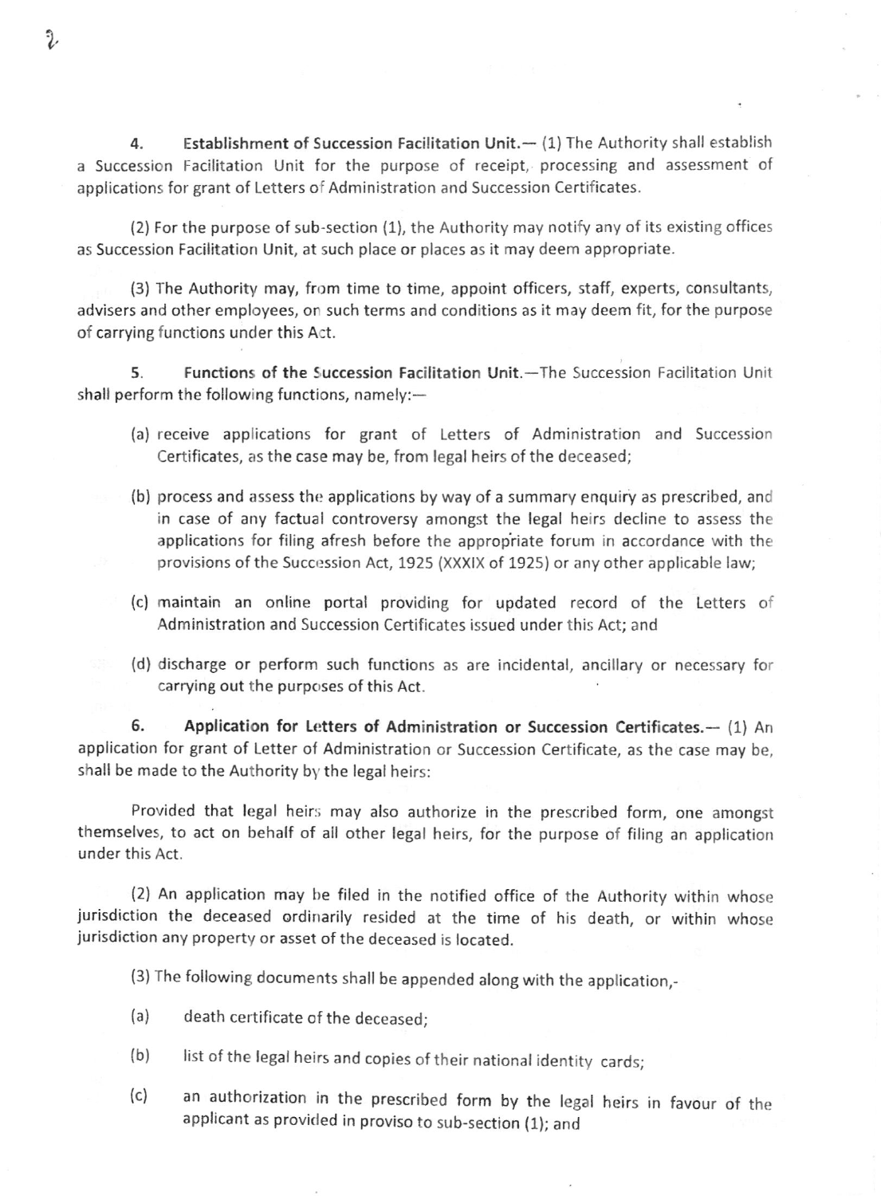**4. Establishment of Succession Facilitation Unit.**— (1) The Authority shall establish a Succession Facilitation Unit for the purpose of receipt, processing and assessment of applications for grant of Letters of Administration and Succession Certificates.

(2) For the purpose of sub-section (1), the Authority may notify any of its existing offices as Succession Facilitation Unit, at such place or places as it may deem appropriate.

(3) The Authority may, from time to time, appoint officers, staff, experts, consultants, advisers and other employees, on such terms and conditions as it may deem fit, for the purpose of carrying functions under this Act.

**5. Functions of the Succession Facilitation Unit.**—The Succession Facilitation Unit shall perform the following functions, namely:—

(a) receive applications for grant of Letters of Administration and Succession Certificates, as the case may be, from legal heirs of the deceased;

(b) process and assess the applications by way of a summary enquiry as prescribed, and in case of any factual controversy amongst the legal heirs decline to assess the applications for filing afresh before the appropriate forum in accordance with the provisions of the Succession Act, 1925 (XXXIX of 1925) or any other applicable law;

(c) maintain an online portal providing for updated record of the Letters of Administration and Succession Certificates issued under this Act; and

(d) discharge or perform such functions as are incidental, ancillary or necessary for carrying out the purposes of this Act.

**6. Application for Letters of Administration or Succession Certificates.**— (1) An application for grant of Letter of Administration or Succession Certificate, as the case may be, shall be made to the Authority by the legal heirs:

Provided that legal heirs may also authorize in the prescribed form, one amongst themselves, to act on behalf of all other legal heirs, for the purpose of filing an application under this Act.

(2) An application may be filed in the notified office of the Authority within whose jurisdiction the deceased ordinarily resided at the time of his death, or within whose jurisdiction any property or asset of the deceased is located.

(3) The following documents shall be appended along with the application,-

(a) death certificate of the deceased;

(b) list of the legal heirs and copies of their national identity cards;

(c) an authorization in the prescribed form by the legal heirs in favour of the applicant as provided in proviso to sub-section (1); and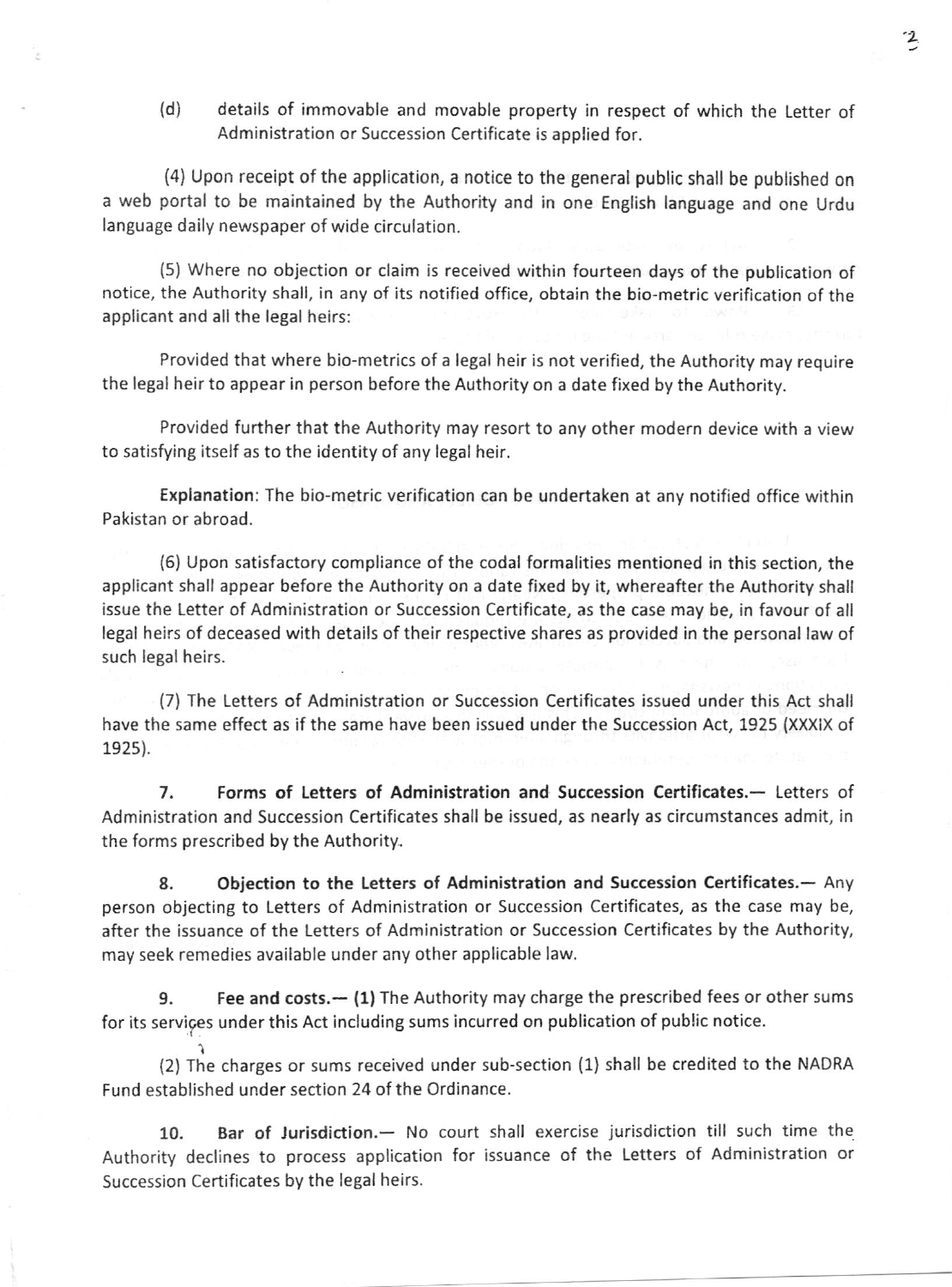(d) details of immovable and movable property in respect of which the Letter of Administration or Succession Certificate is applied for.

(4) Upon receipt of the application, a notice to the general public shall be published on a web portal to be maintained by the Authority and in one English language and one Urdu language daily newspaper of wide circulation.

(5) Where no objection or claim is received within fourteen days of the publication of notice, the Authority shall, in any of its notified office, obtain the bio-metric verification of the applicant and all the legal heirs:

Provided that where bio-metrics of a legal heir is not verified, the Authority may require the legal heir to appear in person before the Authority on a date fixed by the Authority.

Provided further that the Authority may resort to any other modern device with a view to satisfying itself as to the identity of any legal heir.

**Explanation**: The bio-metric verification can be undertaken at any notified office within Pakistan or abroad.

(6) Upon satisfactory compliance of the codal formalities mentioned in this section, the applicant shall appear before the Authority on a date fixed by it, whereafter the Authority shall issue the Letter of Administration or Succession Certificate, as the case may be, in favour of all legal heirs of deceased with details of their respective shares as provided in the personal law of such legal heirs.

(7) The Letters of Administration or Succession Certificates issued under this Act shall have the same effect as if the same have been issued under the Succession Act, 1925 (XXXIX of 1925).

**7. Forms of Letters of Administration and Succession Certificates.—** Letters of Administration and Succession Certificates shall be issued, as nearly as circumstances admit, in the forms prescribed by the Authority.

**8. Objection to the Letters of Administration and Succession Certificates.—** Any person objecting to Letters of Administration or Succession Certificates, as the case may be, after the issuance of the Letters of Administration or Succession Certificates by the Authority, may seek remedies available under any other applicable law.

**9. Fee and costs.— (1)** The Authority may charge the prescribed fees or other sums for its services under this Act including sums incurred on publication of public notice.

(2) The charges or sums received under sub-section (1) shall be credited to the NADRA Fund established under section 24 of the Ordinance.

**10. Bar of Jurisdiction.—** No court shall exercise jurisdiction till such time the Authority declines to process application for issuance of the Letters of Administration or Succession Certificates by the legal heirs.